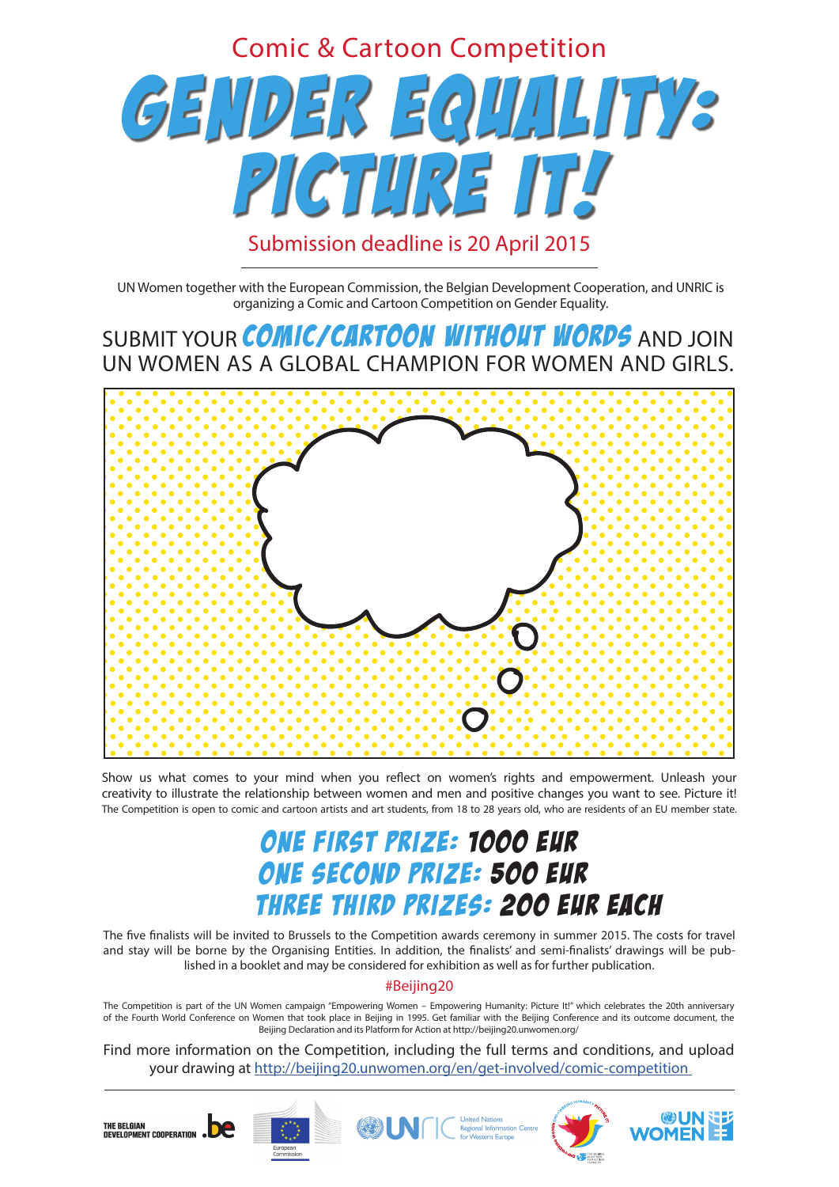Comic & Cartoon Competition

# GENDER EQUALITY: PICTURE IT!

Submission deadline is 20 April 2015

UN Women together with the European Commission, the Belgian Development Cooperation, and UNRIC is organizing a Comic and Cartoon Competition on Gender Equality.

## SUBMIT YOUR *COMIC/CARTOON WITHOUT WORDS* AND JOIN UN WOMEN AS A GLOBAL CHAMPION FOR WOMEN AND GIRLS.

Show us what comes to your mind when you reflect on women's rights and empowerment. Unleash your creativity to illustrate the relationship between women and men and positive changes you want to see. Picture it!

The Competition is open to comic and cartoon artists and art students, from 18 to 28 years old, who are residents of an EU member state.

## ONE FIRST PRIZE: 1000 EUR
## ONE SECOND PRIZE: 500 EUR
## THREE THIRD PRIZES: 200 EUR EACH

The five finalists will be invited to Brussels to the Competition awards ceremony in summer 2015. The costs for travel and stay will be borne by the Organising Entities. In addition, the finalists' and semi-finalists' drawings will be published in a booklet and may be considered for exhibition as well as for further publication.

#Beijing20

The Competition is part of the UN Women campaign "Empowering Women – Empowering Humanity: Picture It!" which celebrates the 20th anniversary of the Fourth World Conference on Women that took place in Beijing in 1995. Get familiar with the Beijing Conference and its outcome document, the Beijing Declaration and its Platform for Action at http://beijing20.unwomen.org/

Find more information on the Competition, including the full terms and conditions, and upload your drawing at http://beijing20.unwomen.org/en/get-involved/comic-competition

THE BELGIAN DEVELOPMENT COOPERATION .be | European Commission | UNRIC United Nations Regional Information Centre for Western Europe | UN WOMEN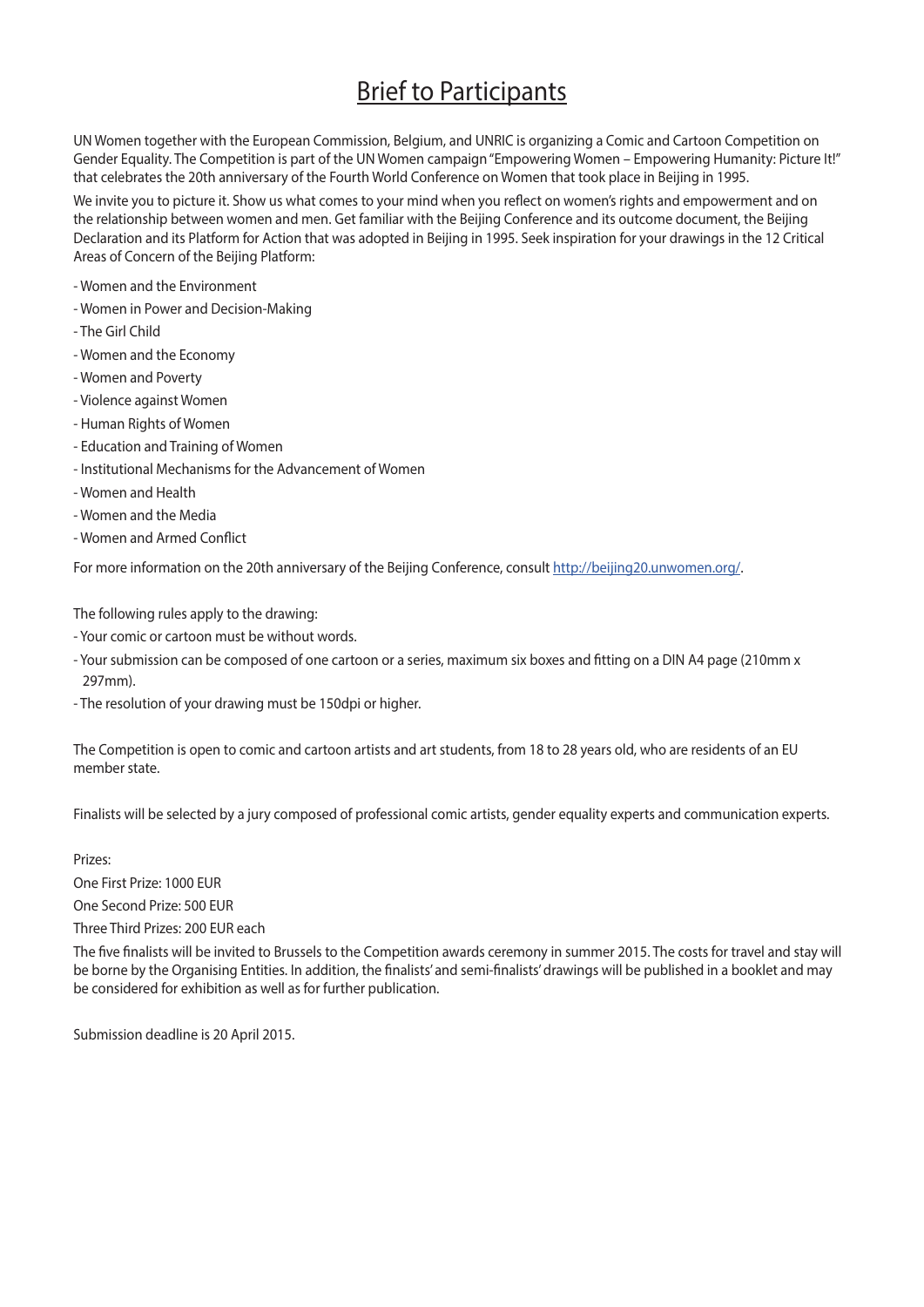# Brief to Participants

UN Women together with the European Commission, Belgium, and UNRIC is organizing a Comic and Cartoon Competition on Gender Equality. The Competition is part of the UN Women campaign "Empowering Women – Empowering Humanity: Picture It!" that celebrates the 20th anniversary of the Fourth World Conference on Women that took place in Beijing in 1995.

We invite you to picture it. Show us what comes to your mind when you reflect on women's rights and empowerment and on the relationship between women and men. Get familiar with the Beijing Conference and its outcome document, the Beijing Declaration and its Platform for Action that was adopted in Beijing in 1995. Seek inspiration for your drawings in the 12 Critical Areas of Concern of the Beijing Platform:

- Women and the Environment
- Women in Power and Decision-Making
- The Girl Child
- Women and the Economy
- Women and Poverty
- Violence against Women
- Human Rights of Women
- Education and Training of Women
- Institutional Mechanisms for the Advancement of Women
- Women and Health
- Women and the Media
- Women and Armed Conflict

For more information on the 20th anniversary of the Beijing Conference, consult [http://beijing20.unwomen.org/](http://beijing20.unwomen.org/).

The following rules apply to the drawing:

- Your comic or cartoon must be without words.
- Your submission can be composed of one cartoon or a series, maximum six boxes and fitting on a DIN A4 page (210mm x 297mm).
- The resolution of your drawing must be 150dpi or higher.

The Competition is open to comic and cartoon artists and art students, from 18 to 28 years old, who are residents of an EU member state.

Finalists will be selected by a jury composed of professional comic artists, gender equality experts and communication experts.

Prizes:

One First Prize: 1000 EUR

One Second Prize: 500 EUR

Three Third Prizes: 200 EUR each

The five finalists will be invited to Brussels to the Competition awards ceremony in summer 2015. The costs for travel and stay will be borne by the Organising Entities. In addition, the finalists' and semi-finalists' drawings will be published in a booklet and may be considered for exhibition as well as for further publication.

Submission deadline is 20 April 2015.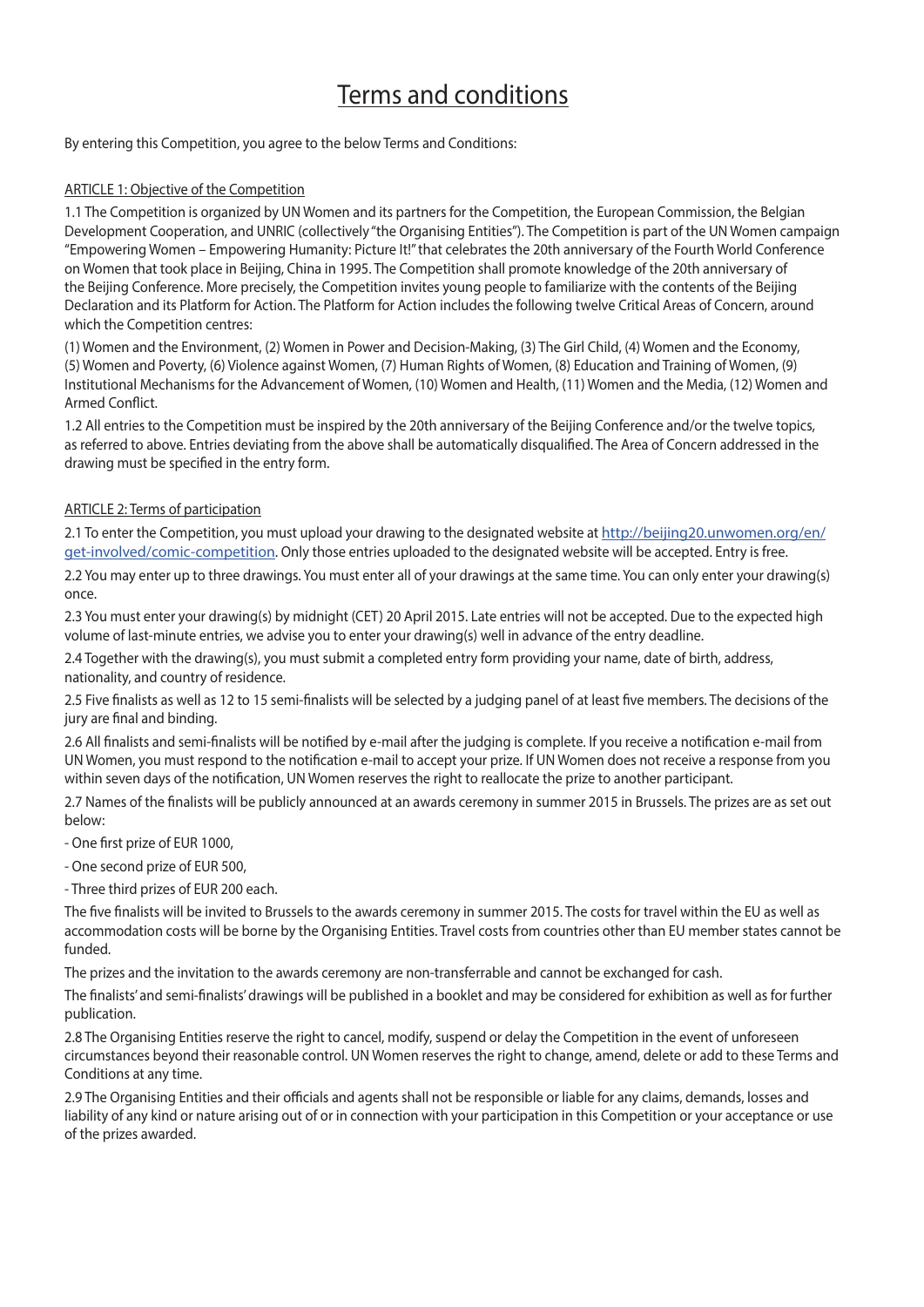# Terms and conditions

By entering this Competition, you agree to the below Terms and Conditions:

ARTICLE 1: Objective of the Competition

1.1 The Competition is organized by UN Women and its partners for the Competition, the European Commission, the Belgian Development Cooperation, and UNRIC (collectively "the Organising Entities"). The Competition is part of the UN Women campaign "Empowering Women – Empowering Humanity: Picture It!" that celebrates the 20th anniversary of the Fourth World Conference on Women that took place in Beijing, China in 1995. The Competition shall promote knowledge of the 20th anniversary of the Beijing Conference. More precisely, the Competition invites young people to familiarize with the contents of the Beijing Declaration and its Platform for Action. The Platform for Action includes the following twelve Critical Areas of Concern, around which the Competition centres:

(1) Women and the Environment, (2) Women in Power and Decision-Making, (3) The Girl Child, (4) Women and the Economy, (5) Women and Poverty, (6) Violence against Women, (7) Human Rights of Women, (8) Education and Training of Women, (9) Institutional Mechanisms for the Advancement of Women, (10) Women and Health, (11) Women and the Media, (12) Women and Armed Conflict.

1.2 All entries to the Competition must be inspired by the 20th anniversary of the Beijing Conference and/or the twelve topics, as referred to above. Entries deviating from the above shall be automatically disqualified. The Area of Concern addressed in the drawing must be specified in the entry form.

ARTICLE 2: Terms of participation

2.1 To enter the Competition, you must upload your drawing to the designated website at http://beijing20.unwomen.org/en/get-involved/comic-competition. Only those entries uploaded to the designated website will be accepted. Entry is free.

2.2 You may enter up to three drawings. You must enter all of your drawings at the same time. You can only enter your drawing(s) once.

2.3 You must enter your drawing(s) by midnight (CET) 20 April 2015. Late entries will not be accepted. Due to the expected high volume of last-minute entries, we advise you to enter your drawing(s) well in advance of the entry deadline.

2.4 Together with the drawing(s), you must submit a completed entry form providing your name, date of birth, address, nationality, and country of residence.

2.5 Five finalists as well as 12 to 15 semi-finalists will be selected by a judging panel of at least five members. The decisions of the jury are final and binding.

2.6 All finalists and semi-finalists will be notified by e-mail after the judging is complete. If you receive a notification e-mail from UN Women, you must respond to the notification e-mail to accept your prize. If UN Women does not receive a response from you within seven days of the notification, UN Women reserves the right to reallocate the prize to another participant.

2.7 Names of the finalists will be publicly announced at an awards ceremony in summer 2015 in Brussels. The prizes are as set out below:

- One first prize of EUR 1000,
- One second prize of EUR 500,
- Three third prizes of EUR 200 each.

The five finalists will be invited to Brussels to the awards ceremony in summer 2015. The costs for travel within the EU as well as accommodation costs will be borne by the Organising Entities. Travel costs from countries other than EU member states cannot be funded.

The prizes and the invitation to the awards ceremony are non-transferrable and cannot be exchanged for cash.

The finalists' and semi-finalists' drawings will be published in a booklet and may be considered for exhibition as well as for further publication.

2.8 The Organising Entities reserve the right to cancel, modify, suspend or delay the Competition in the event of unforeseen circumstances beyond their reasonable control. UN Women reserves the right to change, amend, delete or add to these Terms and Conditions at any time.

2.9 The Organising Entities and their officials and agents shall not be responsible or liable for any claims, demands, losses and liability of any kind or nature arising out of or in connection with your participation in this Competition or your acceptance or use of the prizes awarded.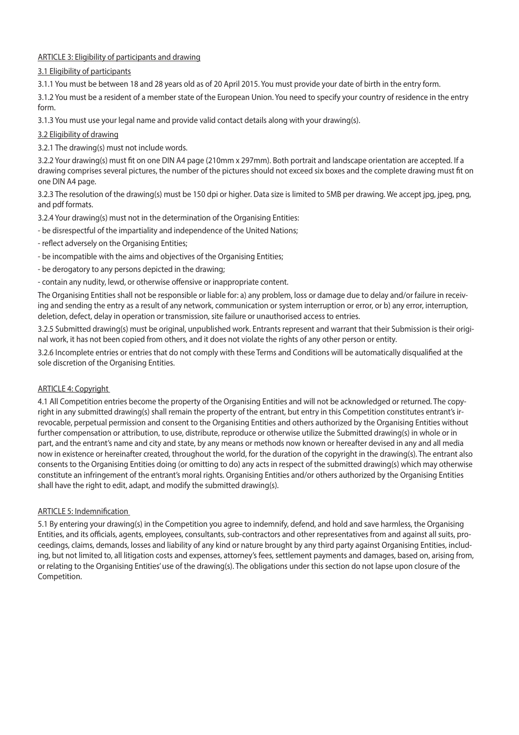ARTICLE 3: Eligibility of participants and drawing

3.1 Eligibility of participants

3.1.1 You must be between 18 and 28 years old as of 20 April 2015. You must provide your date of birth in the entry form.

3.1.2 You must be a resident of a member state of the European Union. You need to specify your country of residence in the entry form.

3.1.3 You must use your legal name and provide valid contact details along with your drawing(s).

3.2 Eligibility of drawing

3.2.1 The drawing(s) must not include words.

3.2.2 Your drawing(s) must fit on one DIN A4 page (210mm x 297mm). Both portrait and landscape orientation are accepted. If a drawing comprises several pictures, the number of the pictures should not exceed six boxes and the complete drawing must fit on one DIN A4 page.

3.2.3 The resolution of the drawing(s) must be 150 dpi or higher. Data size is limited to 5MB per drawing. We accept jpg, jpeg, png, and pdf formats.

3.2.4 Your drawing(s) must not in the determination of the Organising Entities:

- be disrespectful of the impartiality and independence of the United Nations;
- reflect adversely on the Organising Entities;
- be incompatible with the aims and objectives of the Organising Entities;
- be derogatory to any persons depicted in the drawing;
- contain any nudity, lewd, or otherwise offensive or inappropriate content.

The Organising Entities shall not be responsible or liable for: a) any problem, loss or damage due to delay and/or failure in receiving and sending the entry as a result of any network, communication or system interruption or error, or b) any error, interruption, deletion, defect, delay in operation or transmission, site failure or unauthorised access to entries.

3.2.5 Submitted drawing(s) must be original, unpublished work. Entrants represent and warrant that their Submission is their original work, it has not been copied from others, and it does not violate the rights of any other person or entity.

3.2.6 Incomplete entries or entries that do not comply with these Terms and Conditions will be automatically disqualified at the sole discretion of the Organising Entities.

ARTICLE 4: Copyright

4.1 All Competition entries become the property of the Organising Entities and will not be acknowledged or returned. The copyright in any submitted drawing(s) shall remain the property of the entrant, but entry in this Competition constitutes entrant's irrevocable, perpetual permission and consent to the Organising Entities and others authorized by the Organising Entities without further compensation or attribution, to use, distribute, reproduce or otherwise utilize the Submitted drawing(s) in whole or in part, and the entrant's name and city and state, by any means or methods now known or hereafter devised in any and all media now in existence or hereinafter created, throughout the world, for the duration of the copyright in the drawing(s). The entrant also consents to the Organising Entities doing (or omitting to do) any acts in respect of the submitted drawing(s) which may otherwise constitute an infringement of the entrant's moral rights. Organising Entities and/or others authorized by the Organising Entities shall have the right to edit, adapt, and modify the submitted drawing(s).

ARTICLE 5: Indemnification

5.1 By entering your drawing(s) in the Competition you agree to indemnify, defend, and hold and save harmless, the Organising Entities, and its officials, agents, employees, consultants, sub-contractors and other representatives from and against all suits, proceedings, claims, demands, losses and liability of any kind or nature brought by any third party against Organising Entities, including, but not limited to, all litigation costs and expenses, attorney's fees, settlement payments and damages, based on, arising from, or relating to the Organising Entities' use of the drawing(s). The obligations under this section do not lapse upon closure of the Competition.